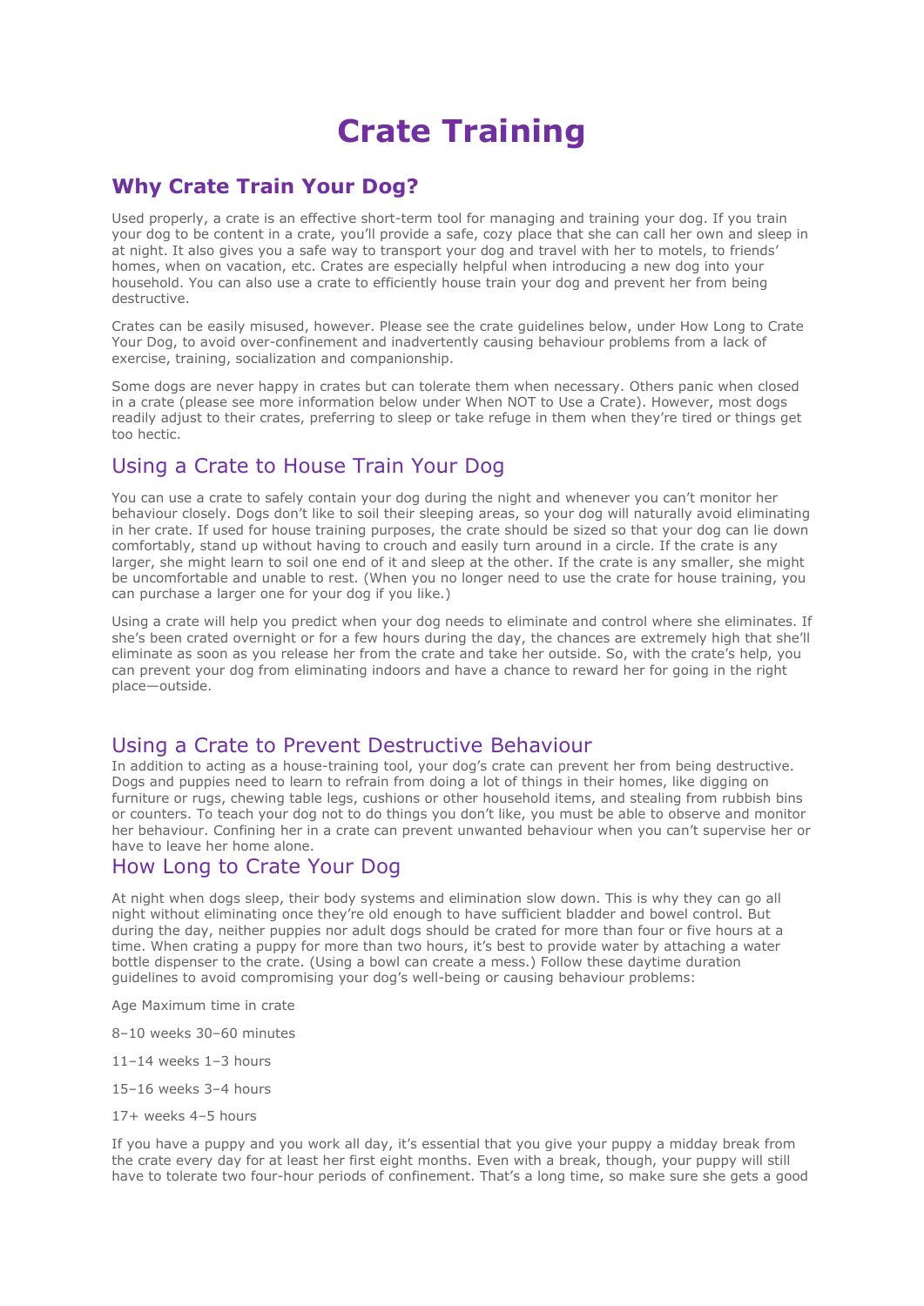# Crate Training

## Why Crate Train Your Dog?

Used properly, a crate is an effective short-term tool for managing and training your dog. If you train your dog to be content in a crate, you'll provide a safe, cozy place that she can call her own and sleep in at night. It also gives you a safe way to transport your dog and travel with her to motels, to friends' homes, when on vacation, etc. Crates are especially helpful when introducing a new dog into your household. You can also use a crate to efficiently house train your dog and prevent her from being destructive.

Crates can be easily misused, however. Please see the crate guidelines below, under How Long to Crate Your Dog, to avoid over-confinement and inadvertently causing behaviour problems from a lack of exercise, training, socialization and companionship.

Some dogs are never happy in crates but can tolerate them when necessary. Others panic when closed in a crate (please see more information below under When NOT to Use a Crate). However, most dogs readily adjust to their crates, preferring to sleep or take refuge in them when they're tired or things get too hectic.

## Using a Crate to House Train Your Dog

You can use a crate to safely contain your dog during the night and whenever you can't monitor her behaviour closely. Dogs don't like to soil their sleeping areas, so your dog will naturally avoid eliminating in her crate. If used for house training purposes, the crate should be sized so that your dog can lie down comfortably, stand up without having to crouch and easily turn around in a circle. If the crate is any larger, she might learn to soil one end of it and sleep at the other. If the crate is any smaller, she might be uncomfortable and unable to rest. (When you no longer need to use the crate for house training, you can purchase a larger one for your dog if you like.)

Using a crate will help you predict when your dog needs to eliminate and control where she eliminates. If she's been crated overnight or for a few hours during the day, the chances are extremely high that she'll eliminate as soon as you release her from the crate and take her outside. So, with the crate's help, you can prevent your dog from eliminating indoors and have a chance to reward her for going in the right place—outside.

## Using a Crate to Prevent Destructive Behaviour

In addition to acting as a house-training tool, your dog's crate can prevent her from being destructive. Dogs and puppies need to learn to refrain from doing a lot of things in their homes, like digging on furniture or rugs, chewing table legs, cushions or other household items, and stealing from rubbish bins or counters. To teach your dog not to do things you don't like, you must be able to observe and monitor her behaviour. Confining her in a crate can prevent unwanted behaviour when you can't supervise her or have to leave her home alone.

## How Long to Crate Your Dog

At night when dogs sleep, their body systems and elimination slow down. This is why they can go all night without eliminating once they're old enough to have sufficient bladder and bowel control. But during the day, neither puppies nor adult dogs should be crated for more than four or five hours at a time. When crating a puppy for more than two hours, it's best to provide water by attaching a water bottle dispenser to the crate. (Using a bowl can create a mess.) Follow these daytime duration guidelines to avoid compromising your dog's well-being or causing behaviour problems:

| Age | Maximum time in crate |
| --- | --- |
| 8–10 weeks | 30–60 minutes |
| 11–14 weeks | 1–3 hours |
| 15–16 weeks | 3–4 hours |
| 17+ weeks | 4–5 hours |

If you have a puppy and you work all day, it's essential that you give your puppy a midday break from the crate every day for at least her first eight months. Even with a break, though, your puppy will still have to tolerate two four-hour periods of confinement. That's a long time, so make sure she gets a good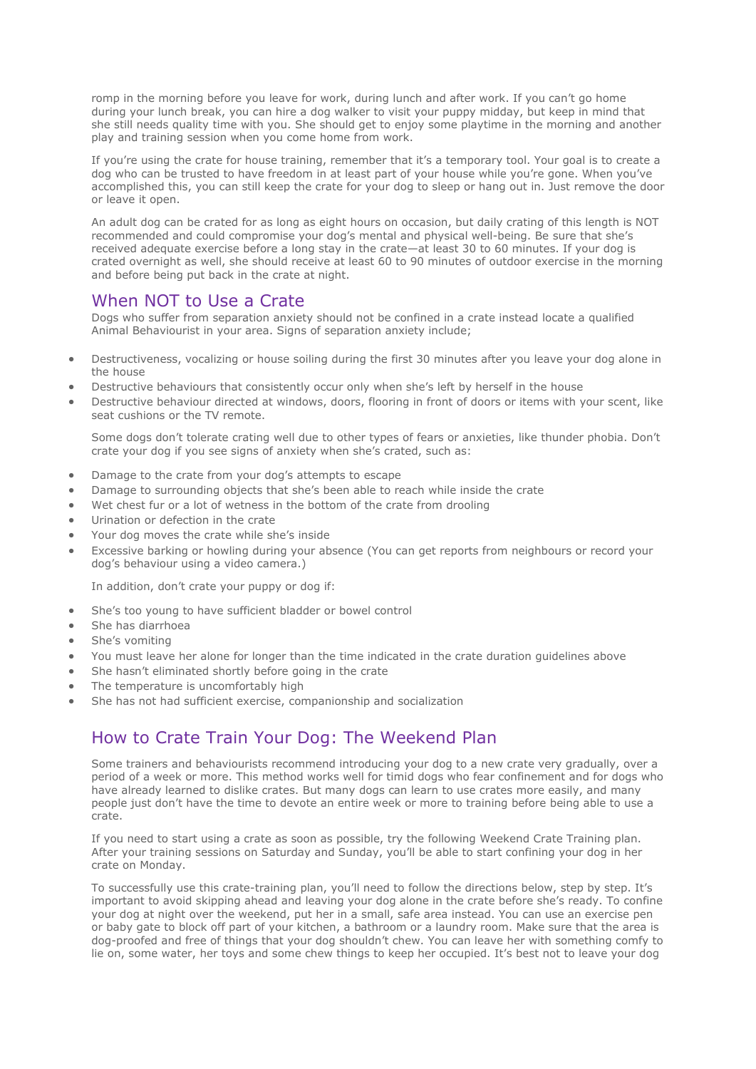romp in the morning before you leave for work, during lunch and after work. If you can't go home during your lunch break, you can hire a dog walker to visit your puppy midday, but keep in mind that she still needs quality time with you. She should get to enjoy some playtime in the morning and another play and training session when you come home from work.

If you're using the crate for house training, remember that it's a temporary tool. Your goal is to create a dog who can be trusted to have freedom in at least part of your house while you're gone. When you've accomplished this, you can still keep the crate for your dog to sleep or hang out in. Just remove the door or leave it open.

An adult dog can be crated for as long as eight hours on occasion, but daily crating of this length is NOT recommended and could compromise your dog's mental and physical well-being. Be sure that she's received adequate exercise before a long stay in the crate—at least 30 to 60 minutes. If your dog is crated overnight as well, she should receive at least 60 to 90 minutes of outdoor exercise in the morning and before being put back in the crate at night.

## When NOT to Use a Crate

Dogs who suffer from separation anxiety should not be confined in a crate instead locate a qualified Animal Behaviourist in your area. Signs of separation anxiety include;

- Destructiveness, vocalizing or house soiling during the first 30 minutes after you leave your dog alone in the house
- Destructive behaviours that consistently occur only when she's left by herself in the house
- Destructive behaviour directed at windows, doors, flooring in front of doors or items with your scent, like seat cushions or the TV remote.

Some dogs don't tolerate crating well due to other types of fears or anxieties, like thunder phobia. Don't crate your dog if you see signs of anxiety when she's crated, such as:

- Damage to the crate from your dog's attempts to escape
- Damage to surrounding objects that she's been able to reach while inside the crate
- Wet chest fur or a lot of wetness in the bottom of the crate from drooling
- Urination or defection in the crate
- Your dog moves the crate while she's inside
- Excessive barking or howling during your absence (You can get reports from neighbours or record your dog's behaviour using a video camera.)

In addition, don't crate your puppy or dog if:

- She's too young to have sufficient bladder or bowel control
- She has diarrhoea
- She's vomiting
- You must leave her alone for longer than the time indicated in the crate duration guidelines above
- She hasn't eliminated shortly before going in the crate
- The temperature is uncomfortably high
- She has not had sufficient exercise, companionship and socialization

## How to Crate Train Your Dog: The Weekend Plan

Some trainers and behaviourists recommend introducing your dog to a new crate very gradually, over a period of a week or more. This method works well for timid dogs who fear confinement and for dogs who have already learned to dislike crates. But many dogs can learn to use crates more easily, and many people just don't have the time to devote an entire week or more to training before being able to use a crate.

If you need to start using a crate as soon as possible, try the following Weekend Crate Training plan. After your training sessions on Saturday and Sunday, you'll be able to start confining your dog in her crate on Monday.

To successfully use this crate-training plan, you'll need to follow the directions below, step by step. It's important to avoid skipping ahead and leaving your dog alone in the crate before she's ready. To confine your dog at night over the weekend, put her in a small, safe area instead. You can use an exercise pen or baby gate to block off part of your kitchen, a bathroom or a laundry room. Make sure that the area is dog-proofed and free of things that your dog shouldn't chew. You can leave her with something comfy to lie on, some water, her toys and some chew things to keep her occupied. It's best not to leave your dog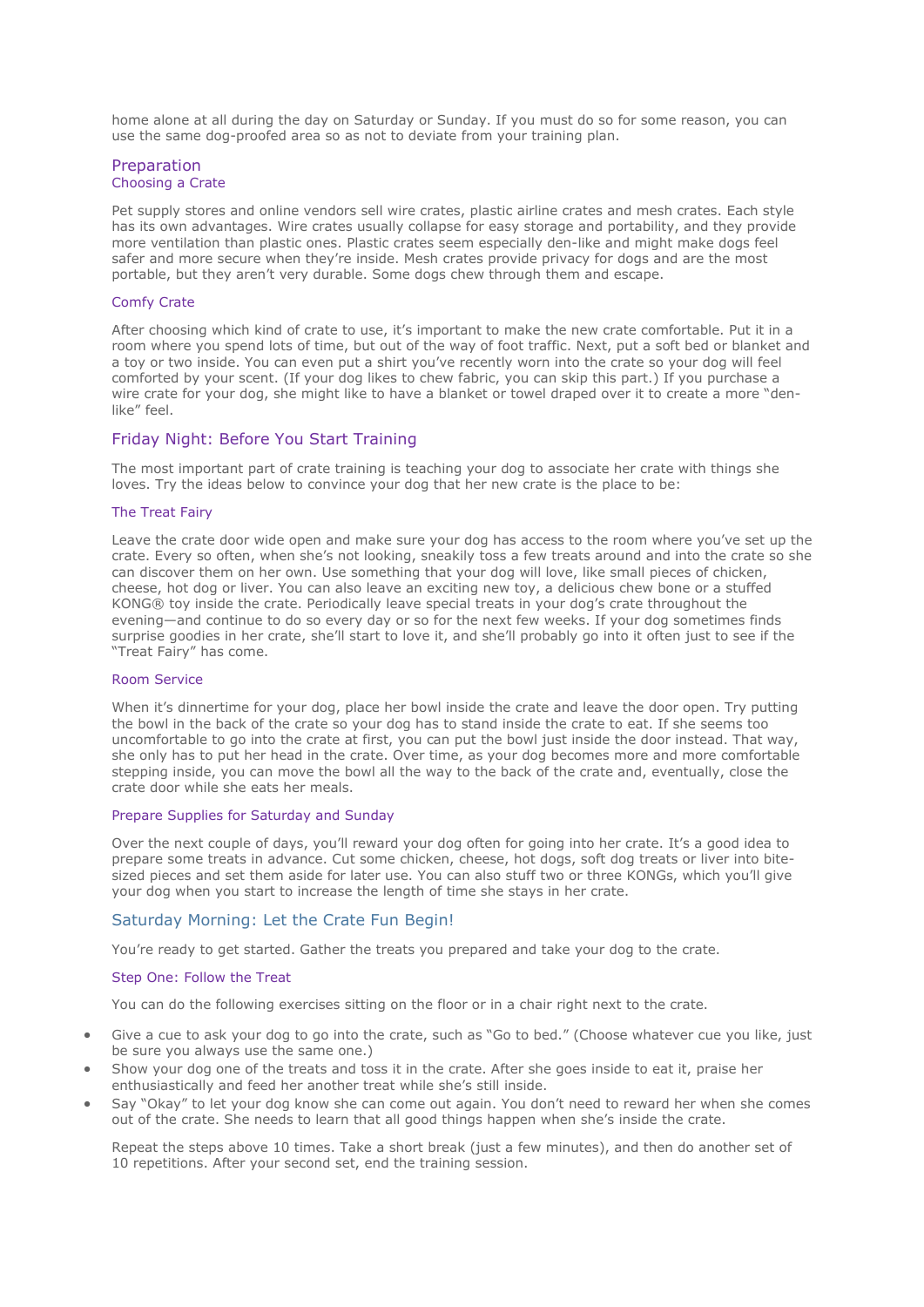home alone at all during the day on Saturday or Sunday. If you must do so for some reason, you can use the same dog-proofed area so as not to deviate from your training plan.

## Preparation

### Choosing a Crate

Pet supply stores and online vendors sell wire crates, plastic airline crates and mesh crates. Each style has its own advantages. Wire crates usually collapse for easy storage and portability, and they provide more ventilation than plastic ones. Plastic crates seem especially den-like and might make dogs feel safer and more secure when they're inside. Mesh crates provide privacy for dogs and are the most portable, but they aren't very durable. Some dogs chew through them and escape.

### Comfy Crate

After choosing which kind of crate to use, it's important to make the new crate comfortable. Put it in a room where you spend lots of time, but out of the way of foot traffic. Next, put a soft bed or blanket and a toy or two inside. You can even put a shirt you've recently worn into the crate so your dog will feel comforted by your scent. (If your dog likes to chew fabric, you can skip this part.) If you purchase a wire crate for your dog, she might like to have a blanket or towel draped over it to create a more "den-like" feel.

## Friday Night: Before You Start Training

The most important part of crate training is teaching your dog to associate her crate with things she loves. Try the ideas below to convince your dog that her new crate is the place to be:

### The Treat Fairy

Leave the crate door wide open and make sure your dog has access to the room where you've set up the crate. Every so often, when she's not looking, sneakily toss a few treats around and into the crate so she can discover them on her own. Use something that your dog will love, like small pieces of chicken, cheese, hot dog or liver. You can also leave an exciting new toy, a delicious chew bone or a stuffed KONG® toy inside the crate. Periodically leave special treats in your dog's crate throughout the evening—and continue to do so every day or so for the next few weeks. If your dog sometimes finds surprise goodies in her crate, she'll start to love it, and she'll probably go into it often just to see if the "Treat Fairy" has come.

### Room Service

When it's dinnertime for your dog, place her bowl inside the crate and leave the door open. Try putting the bowl in the back of the crate so your dog has to stand inside the crate to eat. If she seems too uncomfortable to go into the crate at first, you can put the bowl just inside the door instead. That way, she only has to put her head in the crate. Over time, as your dog becomes more and more comfortable stepping inside, you can move the bowl all the way to the back of the crate and, eventually, close the crate door while she eats her meals.

### Prepare Supplies for Saturday and Sunday

Over the next couple of days, you'll reward your dog often for going into her crate. It's a good idea to prepare some treats in advance. Cut some chicken, cheese, hot dogs, soft dog treats or liver into bite-sized pieces and set them aside for later use. You can also stuff two or three KONGs, which you'll give your dog when you start to increase the length of time she stays in her crate.

## Saturday Morning: Let the Crate Fun Begin!

You're ready to get started. Gather the treats you prepared and take your dog to the crate.

### Step One: Follow the Treat

You can do the following exercises sitting on the floor or in a chair right next to the crate.

- Give a cue to ask your dog to go into the crate, such as "Go to bed." (Choose whatever cue you like, just be sure you always use the same one.)
- Show your dog one of the treats and toss it in the crate. After she goes inside to eat it, praise her enthusiastically and feed her another treat while she's still inside.
- Say "Okay" to let your dog know she can come out again. You don't need to reward her when she comes out of the crate. She needs to learn that all good things happen when she's inside the crate.

Repeat the steps above 10 times. Take a short break (just a few minutes), and then do another set of 10 repetitions. After your second set, end the training session.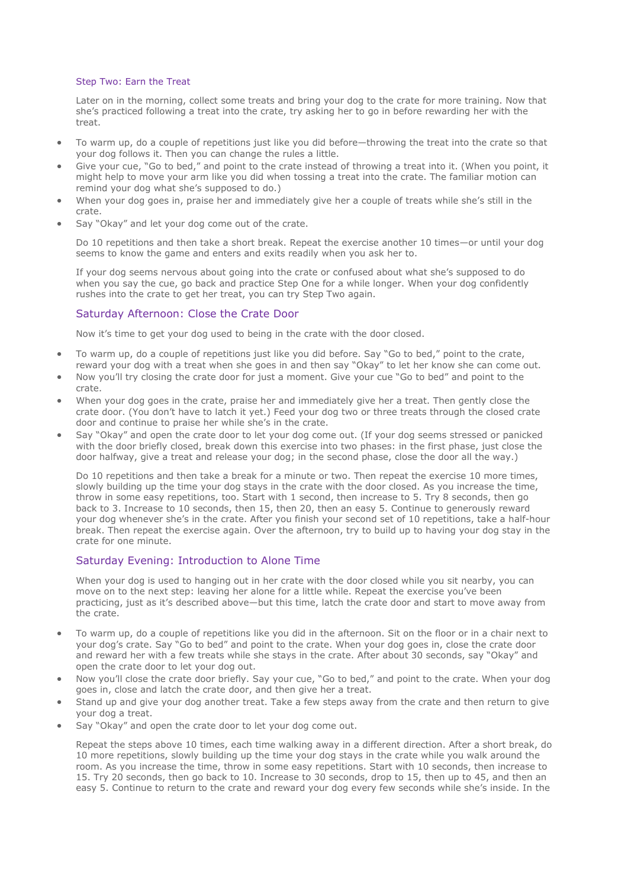### Step Two: Earn the Treat

Later on in the morning, collect some treats and bring your dog to the crate for more training. Now that she's practiced following a treat into the crate, try asking her to go in before rewarding her with the treat.

- To warm up, do a couple of repetitions just like you did before—throwing the treat into the crate so that your dog follows it. Then you can change the rules a little.
- Give your cue, "Go to bed," and point to the crate instead of throwing a treat into it. (When you point, it might help to move your arm like you did when tossing a treat into the crate. The familiar motion can remind your dog what she's supposed to do.)
- When your dog goes in, praise her and immediately give her a couple of treats while she's still in the crate.
- Say "Okay" and let your dog come out of the crate.

Do 10 repetitions and then take a short break. Repeat the exercise another 10 times—or until your dog seems to know the game and enters and exits readily when you ask her to.

If your dog seems nervous about going into the crate or confused about what she's supposed to do when you say the cue, go back and practice Step One for a while longer. When your dog confidently rushes into the crate to get her treat, you can try Step Two again.

## Saturday Afternoon: Close the Crate Door

Now it's time to get your dog used to being in the crate with the door closed.

- To warm up, do a couple of repetitions just like you did before. Say "Go to bed," point to the crate, reward your dog with a treat when she goes in and then say "Okay" to let her know she can come out.
- Now you'll try closing the crate door for just a moment. Give your cue "Go to bed" and point to the crate.
- When your dog goes in the crate, praise her and immediately give her a treat. Then gently close the crate door. (You don't have to latch it yet.) Feed your dog two or three treats through the closed crate door and continue to praise her while she's in the crate.
- Say "Okay" and open the crate door to let your dog come out. (If your dog seems stressed or panicked with the door briefly closed, break down this exercise into two phases: in the first phase, just close the door halfway, give a treat and release your dog; in the second phase, close the door all the way.)

Do 10 repetitions and then take a break for a minute or two. Then repeat the exercise 10 more times, slowly building up the time your dog stays in the crate with the door closed. As you increase the time, throw in some easy repetitions, too. Start with 1 second, then increase to 5. Try 8 seconds, then go back to 3. Increase to 10 seconds, then 15, then 20, then an easy 5. Continue to generously reward your dog whenever she's in the crate. After you finish your second set of 10 repetitions, take a half-hour break. Then repeat the exercise again. Over the afternoon, try to build up to having your dog stay in the crate for one minute.

## Saturday Evening: Introduction to Alone Time

When your dog is used to hanging out in her crate with the door closed while you sit nearby, you can move on to the next step: leaving her alone for a little while. Repeat the exercise you've been practicing, just as it's described above—but this time, latch the crate door and start to move away from the crate.

- To warm up, do a couple of repetitions like you did in the afternoon. Sit on the floor or in a chair next to your dog's crate. Say "Go to bed" and point to the crate. When your dog goes in, close the crate door and reward her with a few treats while she stays in the crate. After about 30 seconds, say "Okay" and open the crate door to let your dog out.
- Now you'll close the crate door briefly. Say your cue, "Go to bed," and point to the crate. When your dog goes in, close and latch the crate door, and then give her a treat.
- Stand up and give your dog another treat. Take a few steps away from the crate and then return to give your dog a treat.
- Say "Okay" and open the crate door to let your dog come out.

Repeat the steps above 10 times, each time walking away in a different direction. After a short break, do 10 more repetitions, slowly building up the time your dog stays in the crate while you walk around the room. As you increase the time, throw in some easy repetitions. Start with 10 seconds, then increase to 15. Try 20 seconds, then go back to 10. Increase to 30 seconds, drop to 15, then up to 45, and then an easy 5. Continue to return to the crate and reward your dog every few seconds while she's inside. In the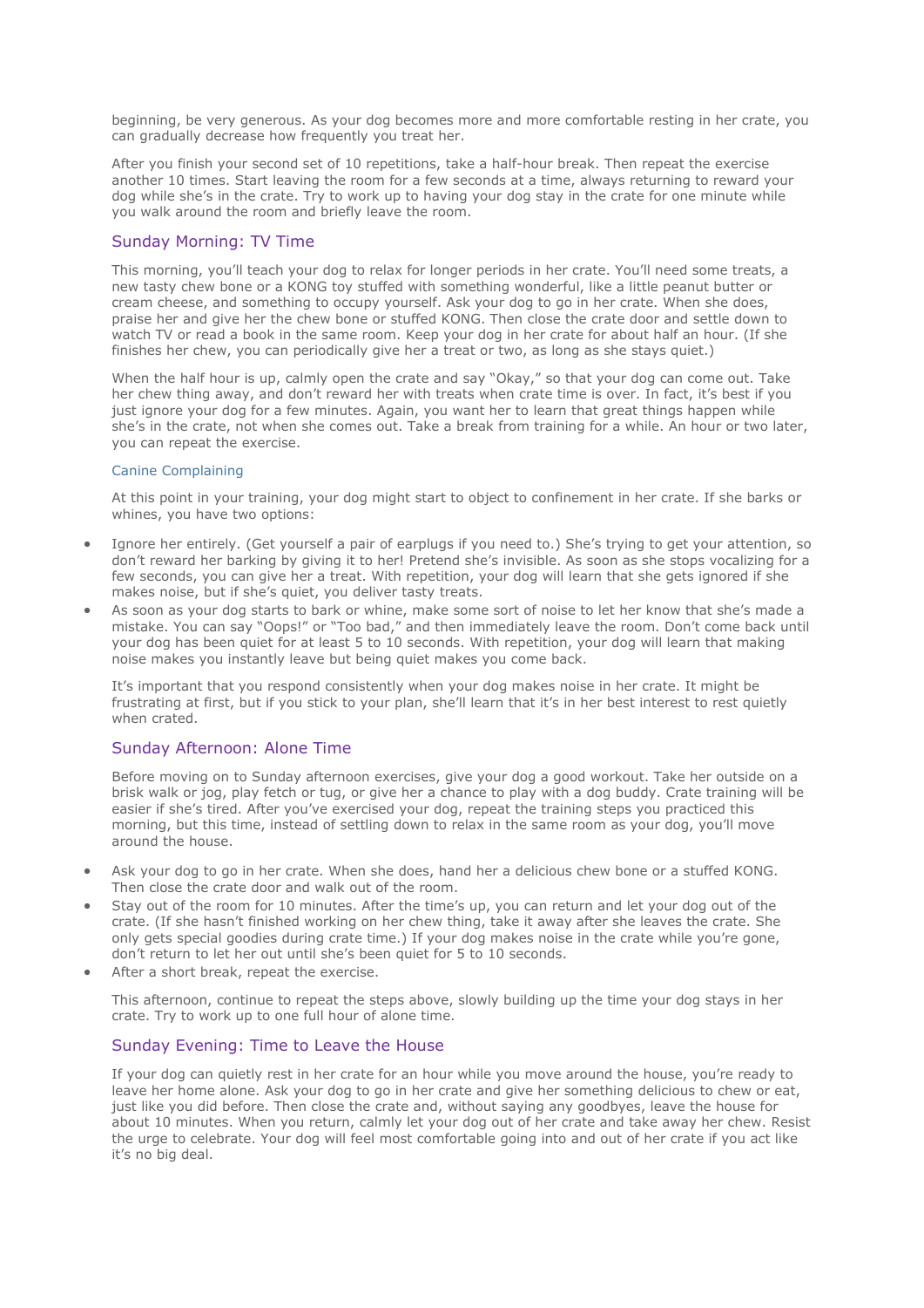beginning, be very generous. As your dog becomes more and more comfortable resting in her crate, you can gradually decrease how frequently you treat her.

After you finish your second set of 10 repetitions, take a half-hour break. Then repeat the exercise another 10 times. Start leaving the room for a few seconds at a time, always returning to reward your dog while she's in the crate. Try to work up to having your dog stay in the crate for one minute while you walk around the room and briefly leave the room.

## Sunday Morning: TV Time

This morning, you'll teach your dog to relax for longer periods in her crate. You'll need some treats, a new tasty chew bone or a KONG toy stuffed with something wonderful, like a little peanut butter or cream cheese, and something to occupy yourself. Ask your dog to go in her crate. When she does, praise her and give her the chew bone or stuffed KONG. Then close the crate door and settle down to watch TV or read a book in the same room. Keep your dog in her crate for about half an hour. (If she finishes her chew, you can periodically give her a treat or two, as long as she stays quiet.)

When the half hour is up, calmly open the crate and say "Okay," so that your dog can come out. Take her chew thing away, and don't reward her with treats when crate time is over. In fact, it's best if you just ignore your dog for a few minutes. Again, you want her to learn that great things happen while she's in the crate, not when she comes out. Take a break from training for a while. An hour or two later, you can repeat the exercise.

### Canine Complaining

At this point in your training, your dog might start to object to confinement in her crate. If she barks or whines, you have two options:

- Ignore her entirely. (Get yourself a pair of earplugs if you need to.) She's trying to get your attention, so don't reward her barking by giving it to her! Pretend she's invisible. As soon as she stops vocalizing for a few seconds, you can give her a treat. With repetition, your dog will learn that she gets ignored if she makes noise, but if she's quiet, you deliver tasty treats.
- As soon as your dog starts to bark or whine, make some sort of noise to let her know that she's made a mistake. You can say "Oops!" or "Too bad," and then immediately leave the room. Don't come back until your dog has been quiet for at least 5 to 10 seconds. With repetition, your dog will learn that making noise makes you instantly leave but being quiet makes you come back.

It's important that you respond consistently when your dog makes noise in her crate. It might be frustrating at first, but if you stick to your plan, she'll learn that it's in her best interest to rest quietly when crated.

## Sunday Afternoon: Alone Time

Before moving on to Sunday afternoon exercises, give your dog a good workout. Take her outside on a brisk walk or jog, play fetch or tug, or give her a chance to play with a dog buddy. Crate training will be easier if she's tired. After you've exercised your dog, repeat the training steps you practiced this morning, but this time, instead of settling down to relax in the same room as your dog, you'll move around the house.

- Ask your dog to go in her crate. When she does, hand her a delicious chew bone or a stuffed KONG. Then close the crate door and walk out of the room.
- Stay out of the room for 10 minutes. After the time's up, you can return and let your dog out of the crate. (If she hasn't finished working on her chew thing, take it away after she leaves the crate. She only gets special goodies during crate time.) If your dog makes noise in the crate while you're gone, don't return to let her out until she's been quiet for 5 to 10 seconds.
- After a short break, repeat the exercise.

This afternoon, continue to repeat the steps above, slowly building up the time your dog stays in her crate. Try to work up to one full hour of alone time.

## Sunday Evening: Time to Leave the House

If your dog can quietly rest in her crate for an hour while you move around the house, you're ready to leave her home alone. Ask your dog to go in her crate and give her something delicious to chew or eat, just like you did before. Then close the crate and, without saying any goodbyes, leave the house for about 10 minutes. When you return, calmly let your dog out of her crate and take away her chew. Resist the urge to celebrate. Your dog will feel most comfortable going into and out of her crate if you act like it's no big deal.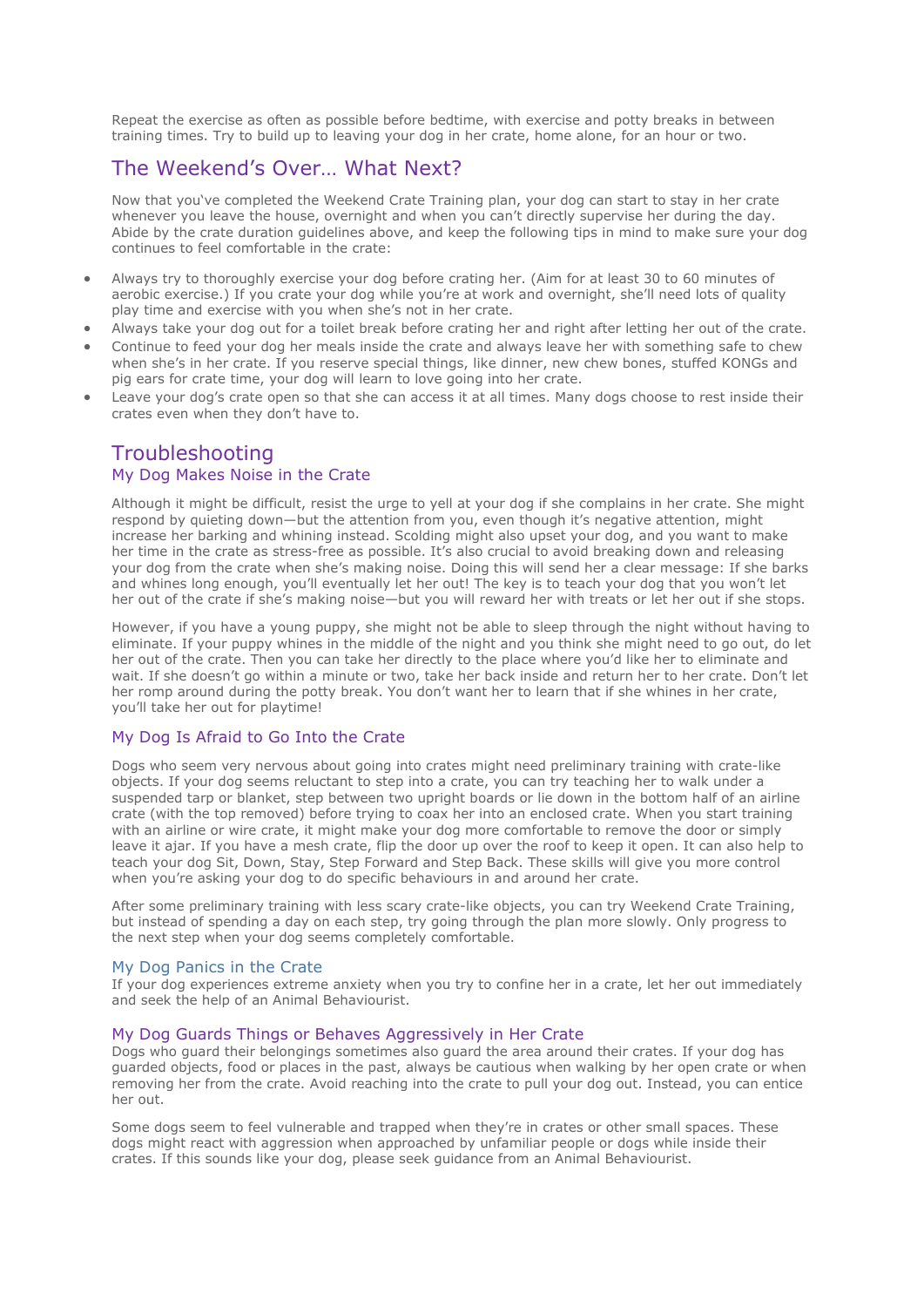Repeat the exercise as often as possible before bedtime, with exercise and potty breaks in between training times. Try to build up to leaving your dog in her crate, home alone, for an hour or two.

## The Weekend's Over… What Next?

Now that you've completed the Weekend Crate Training plan, your dog can start to stay in her crate whenever you leave the house, overnight and when you can't directly supervise her during the day. Abide by the crate duration guidelines above, and keep the following tips in mind to make sure your dog continues to feel comfortable in the crate:

- Always try to thoroughly exercise your dog before crating her. (Aim for at least 30 to 60 minutes of aerobic exercise.) If you crate your dog while you're at work and overnight, she'll need lots of quality play time and exercise with you when she's not in her crate.
- Always take your dog out for a toilet break before crating her and right after letting her out of the crate.
- Continue to feed your dog her meals inside the crate and always leave her with something safe to chew when she's in her crate. If you reserve special things, like dinner, new chew bones, stuffed KONGs and pig ears for crate time, your dog will learn to love going into her crate.
- Leave your dog's crate open so that she can access it at all times. Many dogs choose to rest inside their crates even when they don't have to.

## Troubleshooting

### My Dog Makes Noise in the Crate

Although it might be difficult, resist the urge to yell at your dog if she complains in her crate. She might respond by quieting down—but the attention from you, even though it's negative attention, might increase her barking and whining instead. Scolding might also upset your dog, and you want to make her time in the crate as stress-free as possible. It's also crucial to avoid breaking down and releasing your dog from the crate when she's making noise. Doing this will send her a clear message: If she barks and whines long enough, you'll eventually let her out! The key is to teach your dog that you won't let her out of the crate if she's making noise—but you will reward her with treats or let her out if she stops.

However, if you have a young puppy, she might not be able to sleep through the night without having to eliminate. If your puppy whines in the middle of the night and you think she might need to go out, do let her out of the crate. Then you can take her directly to the place where you'd like her to eliminate and wait. If she doesn't go within a minute or two, take her back inside and return her to her crate. Don't let her romp around during the potty break. You don't want her to learn that if she whines in her crate, you'll take her out for playtime!

### My Dog Is Afraid to Go Into the Crate

Dogs who seem very nervous about going into crates might need preliminary training with crate-like objects. If your dog seems reluctant to step into a crate, you can try teaching her to walk under a suspended tarp or blanket, step between two upright boards or lie down in the bottom half of an airline crate (with the top removed) before trying to coax her into an enclosed crate. When you start training with an airline or wire crate, it might make your dog more comfortable to remove the door or simply leave it ajar. If you have a mesh crate, flip the door up over the roof to keep it open. It can also help to teach your dog Sit, Down, Stay, Step Forward and Step Back. These skills will give you more control when you're asking your dog to do specific behaviours in and around her crate.

After some preliminary training with less scary crate-like objects, you can try Weekend Crate Training, but instead of spending a day on each step, try going through the plan more slowly. Only progress to the next step when your dog seems completely comfortable.

### My Dog Panics in the Crate

If your dog experiences extreme anxiety when you try to confine her in a crate, let her out immediately and seek the help of an Animal Behaviourist.

### My Dog Guards Things or Behaves Aggressively in Her Crate

Dogs who guard their belongings sometimes also guard the area around their crates. If your dog has guarded objects, food or places in the past, always be cautious when walking by her open crate or when removing her from the crate. Avoid reaching into the crate to pull your dog out. Instead, you can entice her out.

Some dogs seem to feel vulnerable and trapped when they're in crates or other small spaces. These dogs might react with aggression when approached by unfamiliar people or dogs while inside their crates. If this sounds like your dog, please seek guidance from an Animal Behaviourist.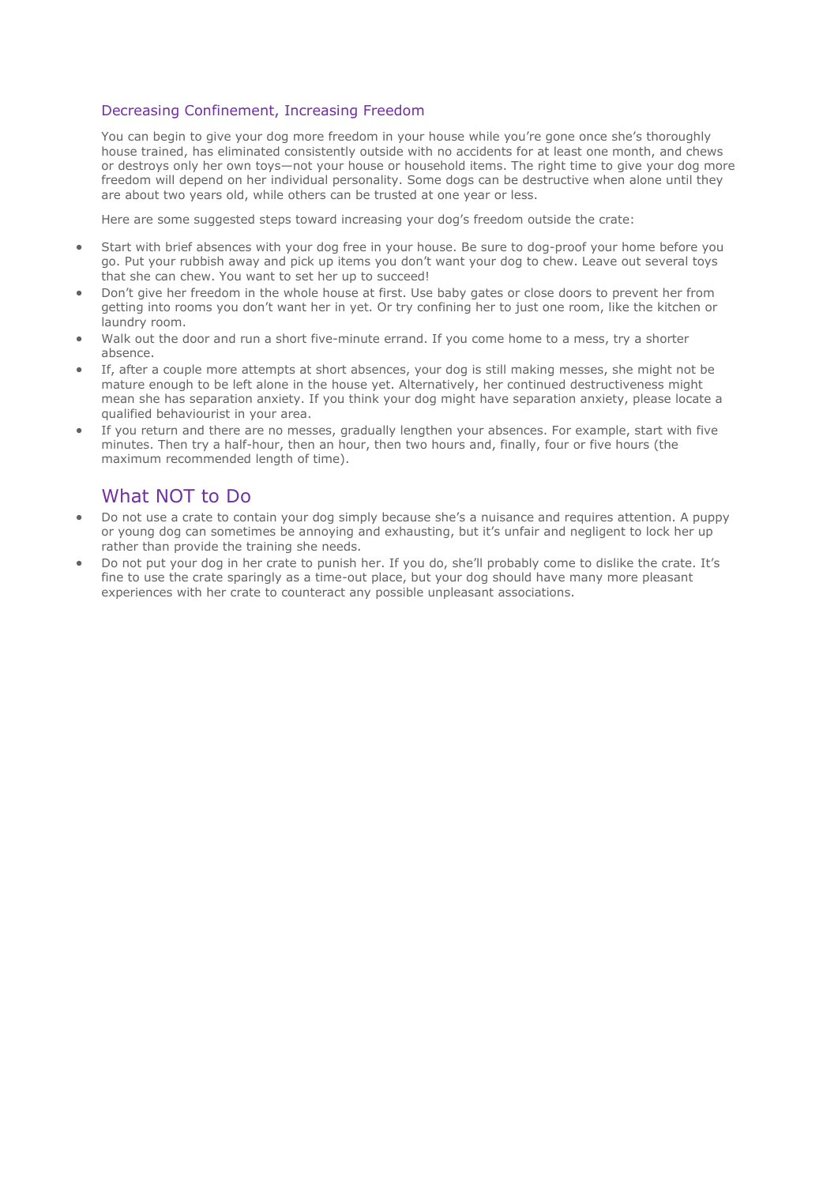### Decreasing Confinement, Increasing Freedom

You can begin to give your dog more freedom in your house while you're gone once she's thoroughly house trained, has eliminated consistently outside with no accidents for at least one month, and chews or destroys only her own toys—not your house or household items. The right time to give your dog more freedom will depend on her individual personality. Some dogs can be destructive when alone until they are about two years old, while others can be trusted at one year or less.

Here are some suggested steps toward increasing your dog's freedom outside the crate:

- Start with brief absences with your dog free in your house. Be sure to dog-proof your home before you go. Put your rubbish away and pick up items you don't want your dog to chew. Leave out several toys that she can chew. You want to set her up to succeed!
- Don't give her freedom in the whole house at first. Use baby gates or close doors to prevent her from getting into rooms you don't want her in yet. Or try confining her to just one room, like the kitchen or laundry room.
- Walk out the door and run a short five-minute errand. If you come home to a mess, try a shorter absence.
- If, after a couple more attempts at short absences, your dog is still making messes, she might not be mature enough to be left alone in the house yet. Alternatively, her continued destructiveness might mean she has separation anxiety. If you think your dog might have separation anxiety, please locate a qualified behaviourist in your area.
- If you return and there are no messes, gradually lengthen your absences. For example, start with five minutes. Then try a half-hour, then an hour, then two hours and, finally, four or five hours (the maximum recommended length of time).

## What NOT to Do

- Do not use a crate to contain your dog simply because she's a nuisance and requires attention. A puppy or young dog can sometimes be annoying and exhausting, but it's unfair and negligent to lock her up rather than provide the training she needs.
- Do not put your dog in her crate to punish her. If you do, she'll probably come to dislike the crate. It's fine to use the crate sparingly as a time-out place, but your dog should have many more pleasant experiences with her crate to counteract any possible unpleasant associations.